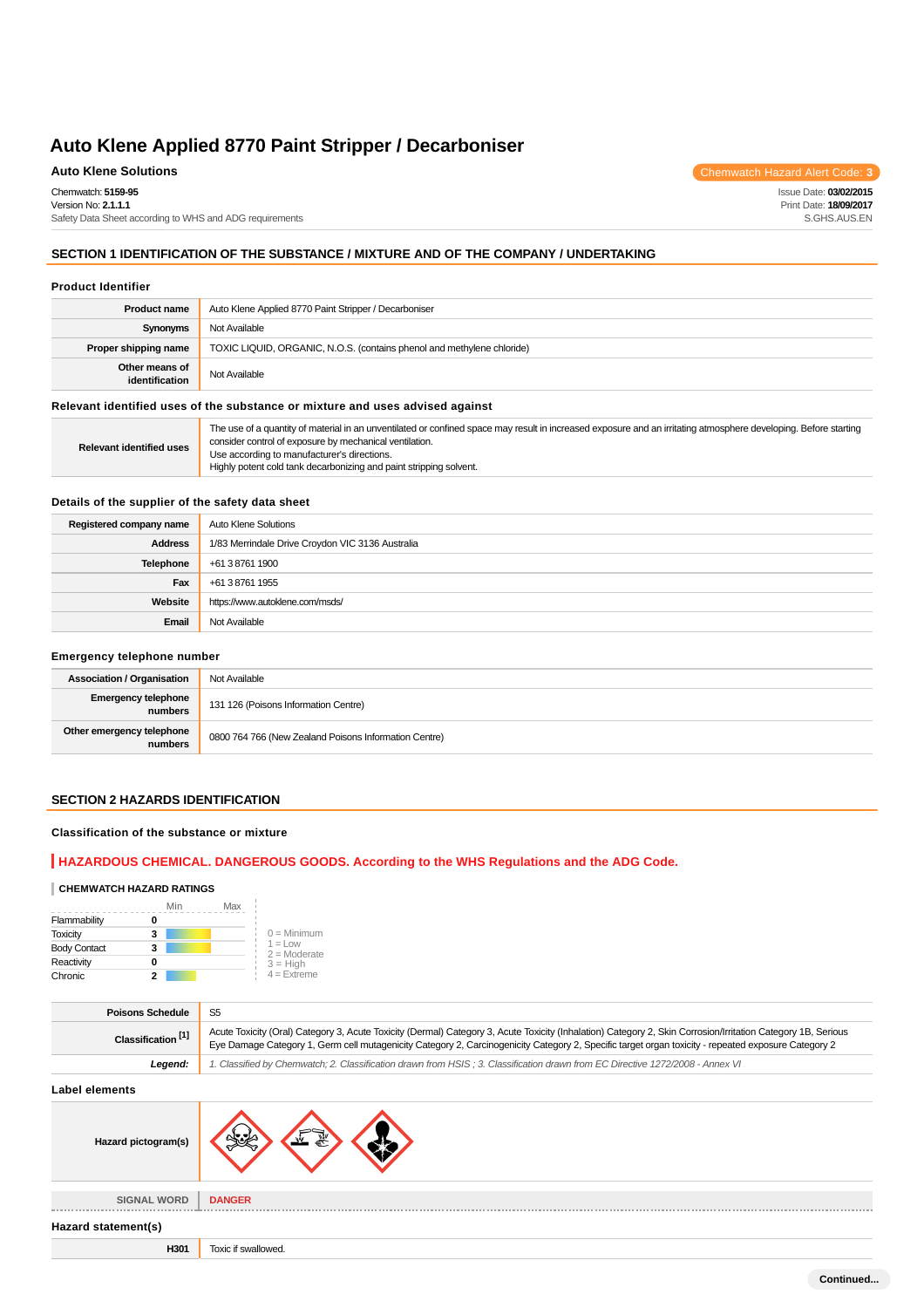# Auto Klene Applied 8770 Paint Stripper / Decarboniser

**Auto Klene Solutions**

Chemwatch Hazard Alert Code: **3**

Chemwatch: **5159-95**
Version No: **2.1.1.1**
Safety Data Sheet according to WHS and ADG requirements

Issue Date: **03/02/2015**
Print Date: **18/09/2017**
S.GHS.AUS.EN

## SECTION 1 IDENTIFICATION OF THE SUBSTANCE / MIXTURE AND OF THE COMPANY / UNDERTAKING

### Product Identifier

| | |
|---|---|
| **Product name** | Auto Klene Applied 8770 Paint Stripper / Decarboniser |
| **Synonyms** | Not Available |
| **Proper shipping name** | TOXIC LIQUID, ORGANIC, N.O.S. (contains phenol and methylene chloride) |
| **Other means of identification** | Not Available |

### Relevant identified uses of the substance or mixture and uses advised against

| | |
|---|---|
| **Relevant identified uses** | The use of a quantity of material in an unventilated or confined space may result in increased exposure and an irritating atmosphere developing. Before starting consider control of exposure by mechanical ventilation.<br>Use according to manufacturer's directions.<br>Highly potent cold tank decarbonizing and paint stripping solvent. |

### Details of the supplier of the safety data sheet

| | |
|---|---|
| **Registered company name** | Auto Klene Solutions |
| **Address** | 1/83 Merrindale Drive Croydon VIC 3136 Australia |
| **Telephone** | +61 3 8761 1900 |
| **Fax** | +61 3 8761 1955 |
| **Website** | https://www.autoklene.com/msds/ |
| **Email** | Not Available |

### Emergency telephone number

| | |
|---|---|
| **Association / Organisation** | Not Available |
| **Emergency telephone numbers** | 131 126 (Poisons Information Centre) |
| **Other emergency telephone numbers** | 0800 764 766 (New Zealand Poisons Information Centre) |

## SECTION 2 HAZARDS IDENTIFICATION

### Classification of the substance or mixture

**HAZARDOUS CHEMICAL. DANGEROUS GOODS. According to the WHS Regulations and the ADG Code.**

**CHEMWATCH HAZARD RATINGS**

| | Rating (Min–Max) |
|---|---|
| Flammability | 0 |
| Toxicity | 3 |
| Body Contact | 3 |
| Reactivity | 0 |
| Chronic | 2 |

0 = Minimum
1 = Low
2 = Moderate
3 = High
4 = Extreme

| | |
|---|---|
| **Poisons Schedule** | S5 |
| **Classification [1]** | Acute Toxicity (Oral) Category 3, Acute Toxicity (Dermal) Category 3, Acute Toxicity (Inhalation) Category 2, Skin Corrosion/Irritation Category 1B, Serious Eye Damage Category 1, Germ cell mutagenicity Category 2, Carcinogenicity Category 2, Specific target organ toxicity - repeated exposure Category 2 |
| ***Legend:*** | *1. Classified by Chemwatch; 2. Classification drawn from HSIS ; 3. Classification drawn from EC Directive 1272/2008 - Annex VI* |

### Label elements

| | |
|---|---|
| **Hazard pictogram(s)** | |
| **SIGNAL WORD** | **DANGER** |

### Hazard statement(s)

| | |
|---|---|
| **H301** | Toxic if swallowed. |

**Continued...**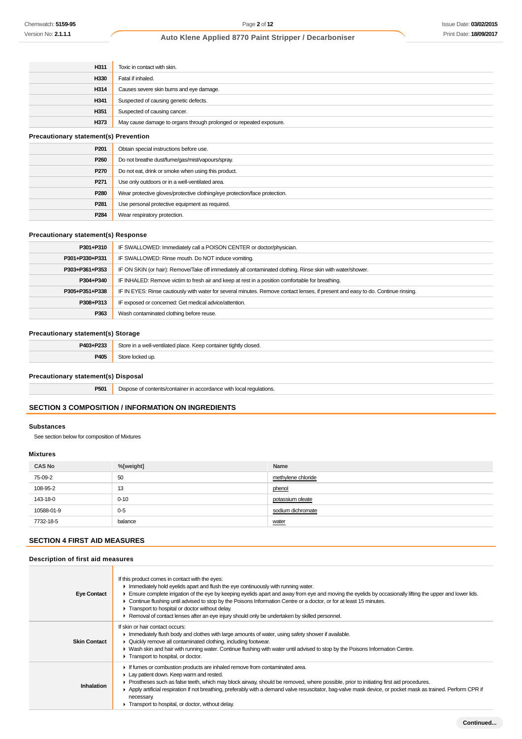| | |
|---|---|
| H311 | Toxic in contact with skin. |
| H330 | Fatal if inhaled. |
| H314 | Causes severe skin burns and eye damage. |
| H341 | Suspected of causing genetic defects. |
| H351 | Suspected of causing cancer. |
| H373 | May cause damage to organs through prolonged or repeated exposure. |

### Precautionary statement(s) Prevention

| | |
|---|---|
| P201 | Obtain special instructions before use. |
| P260 | Do not breathe dust/fume/gas/mist/vapours/spray. |
| P270 | Do not eat, drink or smoke when using this product. |
| P271 | Use only outdoors or in a well-ventilated area. |
| P280 | Wear protective gloves/protective clothing/eye protection/face protection. |
| P281 | Use personal protective equipment as required. |
| P284 | Wear respiratory protection. |

### Precautionary statement(s) Response

| | |
|---|---|
| P301+P310 | IF SWALLOWED: Immediately call a POISON CENTER or doctor/physician. |
| P301+P330+P331 | IF SWALLOWED: Rinse mouth. Do NOT induce vomiting. |
| P303+P361+P353 | IF ON SKIN (or hair): Remove/Take off immediately all contaminated clothing. Rinse skin with water/shower. |
| P304+P340 | IF INHALED: Remove victim to fresh air and keep at rest in a position comfortable for breathing. |
| P305+P351+P338 | IF IN EYES: Rinse cautiously with water for several minutes. Remove contact lenses, if present and easy to do. Continue rinsing. |
| P308+P313 | IF exposed or concerned: Get medical advice/attention. |
| P363 | Wash contaminated clothing before reuse. |

### Precautionary statement(s) Storage

| | |
|---|---|
| P403+P233 | Store in a well-ventilated place. Keep container tightly closed. |
| P405 | Store locked up. |

### Precautionary statement(s) Disposal

| | |
|---|---|
| P501 | Dispose of contents/container in accordance with local regulations. |

## SECTION 3 COMPOSITION / INFORMATION ON INGREDIENTS

### Substances

See section below for composition of Mixtures

### Mixtures

| CAS No | %[weight] | Name |
|---|---|---|
| 75-09-2 | 50 | methylene chloride |
| 108-95-2 | 13 | phenol |
| 143-18-0 | 0-10 | potassium oleate |
| 10588-01-9 | 0-5 | sodium dichromate |
| 7732-18-5 | balance | water |

## SECTION 4 FIRST AID MEASURES

### Description of first aid measures

| | |
|---|---|
| Eye Contact | If this product comes in contact with the eyes:<br>▸ Immediately hold eyelids apart and flush the eye continuously with running water.<br>▸ Ensure complete irrigation of the eye by keeping eyelids apart and away from eye and moving the eyelids by occasionally lifting the upper and lower lids.<br>▸ Continue flushing until advised to stop by the Poisons Information Centre or a doctor, or for at least 15 minutes.<br>▸ Transport to hospital or doctor without delay.<br>▸ Removal of contact lenses after an eye injury should only be undertaken by skilled personnel. |
| Skin Contact | If skin or hair contact occurs:<br>▸ Immediately flush body and clothes with large amounts of water, using safety shower if available.<br>▸ Quickly remove all contaminated clothing, including footwear.<br>▸ Wash skin and hair with running water. Continue flushing with water until advised to stop by the Poisons Information Centre.<br>▸ Transport to hospital, or doctor. |
| Inhalation | ▸ If fumes or combustion products are inhaled remove from contaminated area.<br>▸ Lay patient down. Keep warm and rested.<br>▸ Prostheses such as false teeth, which may block airway, should be removed, where possible, prior to initiating first aid procedures.<br>▸ Apply artificial respiration if not breathing, preferably with a demand valve resuscitator, bag-valve mask device, or pocket mask as trained. Perform CPR if necessary.<br>▸ Transport to hospital, or doctor, without delay. |

Continued...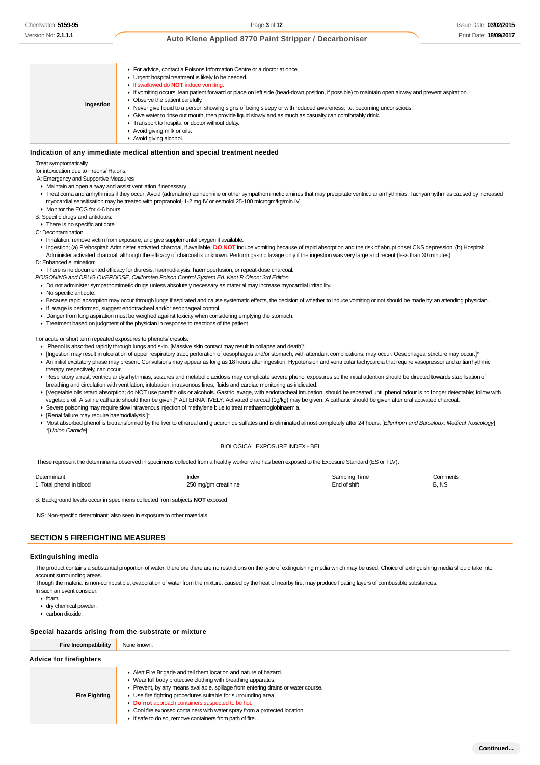| | |
|---|---|
| **Ingestion** | ▶ For advice, contact a Poisons Information Centre or a doctor at once.<br>▶ Urgent hospital treatment is likely to be needed.<br>▶ If swallowed do **NOT** induce vomiting.<br>▶ If vomiting occurs, lean patient forward or place on left side (head-down position, if possible) to maintain open airway and prevent aspiration.<br>▶ Observe the patient carefully.<br>▶ Never give liquid to a person showing signs of being sleepy or with reduced awareness; i.e. becoming unconscious.<br>▶ Give water to rinse out mouth, then provide liquid slowly and as much as casualty can comfortably drink.<br>▶ Transport to hospital or doctor without delay.<br>▶ Avoid giving milk or oils.<br>▶ Avoid giving alcohol. |

### Indication of any immediate medical attention and special treatment needed

Treat symptomatically.
for intoxication due to Freons/ Halons;
A: Emergency and Supportive Measures

- Maintain an open airway and assist ventilation if necessary
- Treat coma and arrhythmias if they occur. Avoid (adrenaline) epinephrine or other sympathomimetic amines that may precipitate ventricular arrhythmias. Tachyarrhythmias caused by increased myocardial sensitisation may be treated with propranolol, 1-2 mg IV or esmolol 25-100 microgm/kg/min IV.
- Monitor the ECG for 4-6 hours

B: Specific drugs and antidotes:

- There is no specific antidote

C: Decontamination

- Inhalation; remove victim from exposure, and give supplemental oxygen if available.
- Ingestion; (a) Prehospital: Administer activated charcoal, if available. **DO NOT** induce vomiting because of rapid absorption and the risk of abrupt onset CNS depression. (b) Hospital: Administer activated charcoal, although the efficacy of charcoal is unknown. Perform gastric lavage only if the ingestion was very large and recent (less than 30 minutes)

D: Enhanced elimination:

- There is no documented efficacy for diuresis, haemodialysis, haemoperfusion, or repeat-dose charcoal.

*POISONING and DRUG OVERDOSE, Californian Poison Control System Ed. Kent R Olson; 3rd Edition*

- Do not administer sympathomimetic drugs unless absolutely necessary as material may increase myocardial irritability.
- No specific antidote.
- Because rapid absorption may occur through lungs if aspirated and cause systematic effects, the decision of whether to induce vomiting or not should be made by an attending physician.
- If lavage is performed, suggest endotracheal and/or esophageal control.
- Danger from lung aspiration must be weighed against toxicity when considering emptying the stomach.
- Treatment based on judgment of the physician in response to reactions of the patient

For acute or short term repeated exposures to phenols/ cresols:

- Phenol is absorbed rapidly through lungs and skin. [Massive skin contact may result in collapse and death]*
- [Ingestion may result in ulceration of upper respiratory tract; perforation of oesophagus and/or stomach, with attendant complications, may occur. Oesophageal stricture may occur.]*
- An initial excitatory phase may present. Convulsions may appear as long as 18 hours after ingestion. Hypotension and ventricular tachycardia that require vasopressor and antiarrhythmic therapy, respectively, can occur.
- Respiratory arrest, ventricular dysrhythmias, seizures and metabolic acidosis may complicate severe phenol exposures so the initial attention should be directed towards stabilisation of breathing and circulation with ventilation, intubation, intravenous lines, fluids and cardiac monitoring as indicated.
- [Vegetable oils retard absorption; do NOT use paraffin oils or alcohols. Gastric lavage, with endotracheal intubation, should be repeated until phenol odour is no longer detectable; follow with vegetable oil. A saline cathartic should then be given.]* ALTERNATIVELY: Activated charcoal (1g/kg) may be given. A cathartic should be given after oral activated charcoal.
- Severe poisoning may require slow intravenous injection of methylene blue to treat methaemoglobinaemia.
- [Renal failure may require haemodialysis.]*
- Most absorbed phenol is biotransformed by the liver to ethereal and glucuronide sulfates and is eliminated almost completely after 24 hours. [*Ellenhorn and Barceloux: Medical Toxicology*] *[*Union Carbide*]

BIOLOGICAL EXPOSURE INDEX - BEI

These represent the determinants observed in specimens collected from a healthy worker who has been exposed to the Exposure Standard (ES or TLV):

| Determinant | Index | Sampling Time | Comments |
|---|---|---|---|
| 1. Total phenol in blood | 250 mg/gm creatinine | End of shift | B, NS |

B: Background levels occur in specimens collected from subjects **NOT** exposed

NS: Non-specific determinant; also seen in exposure to other materials

## SECTION 5 FIREFIGHTING MEASURES

### Extinguishing media

The product contains a substantial proportion of water, therefore there are no restrictions on the type of extinguishing media which may be used. Choice of extinguishing media should take into account surrounding areas.
Though the material is non-combustible, evaporation of water from the mixture, caused by the heat of nearby fire, may produce floating layers of combustible substances.
In such an event consider:

- foam.
- dry chemical powder.
- carbon dioxide.

### Special hazards arising from the substrate or mixture

| | |
|---|---|
| **Fire Incompatibility** | None known. |

### Advice for firefighters

| | |
|---|---|
| **Fire Fighting** | ▶ Alert Fire Brigade and tell them location and nature of hazard.<br>▶ Wear full body protective clothing with breathing apparatus.<br>▶ Prevent, by any means available, spillage from entering drains or water course.<br>▶ Use fire fighting procedures suitable for surrounding area.<br>▶ **Do not** approach containers suspected to be hot.<br>▶ Cool fire exposed containers with water spray from a protected location.<br>▶ If safe to do so, remove containers from path of fire. |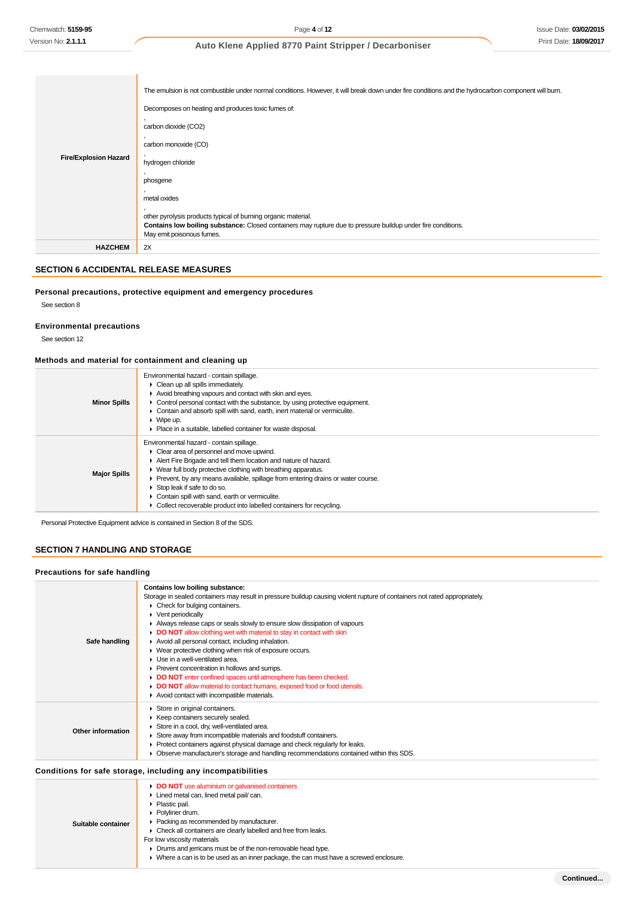| | |
|---|---|
| **Fire/Explosion Hazard** | The emulsion is not combustible under normal conditions. However, it will break down under fire conditions and the hydrocarbon component will burn.<br><br>Decomposes on heating and produces toxic fumes of:<br>,<br>carbon dioxide ($CO_2$)<br>,<br>carbon monoxide (CO)<br>,<br>hydrogen chloride<br>,<br>phosgene<br>,<br>metal oxides<br>,<br>other pyrolysis products typical of burning organic material.<br>**Contains low boiling substance:** Closed containers may rupture due to pressure buildup under fire conditions.<br>May emit poisonous fumes. |
| **HAZCHEM** | 2X |

## SECTION 6 ACCIDENTAL RELEASE MEASURES

### Personal precautions, protective equipment and emergency procedures

See section 8

### Environmental precautions

See section 12

### Methods and material for containment and cleaning up

| | |
|---|---|
| **Minor Spills** | Environmental hazard - contain spillage.<br>▸ Clean up all spills immediately.<br>▸ Avoid breathing vapours and contact with skin and eyes.<br>▸ Control personal contact with the substance, by using protective equipment.<br>▸ Contain and absorb spill with sand, earth, inert material or vermiculite.<br>▸ Wipe up.<br>▸ Place in a suitable, labelled container for waste disposal. |
| **Major Spills** | Environmental hazard - contain spillage.<br>▸ Clear area of personnel and move upwind.<br>▸ Alert Fire Brigade and tell them location and nature of hazard.<br>▸ Wear full body protective clothing with breathing apparatus.<br>▸ Prevent, by any means available, spillage from entering drains or water course.<br>▸ Stop leak if safe to do so.<br>▸ Contain spill with sand, earth or vermiculite.<br>▸ Collect recoverable product into labelled containers for recycling. |

Personal Protective Equipment advice is contained in Section 8 of the SDS.

## SECTION 7 HANDLING AND STORAGE

### Precautions for safe handling

| | |
|---|---|
| **Safe handling** | **Contains low boiling substance:**<br>Storage in sealed containers may result in pressure buildup causing violent rupture of containers not rated appropriately.<br>▸ Check for bulging containers.<br>▸ Vent periodically<br>▸ Always release caps or seals slowly to ensure slow dissipation of vapours<br>▸ **DO NOT** allow clothing wet with material to stay in contact with skin<br>▸ Avoid all personal contact, including inhalation.<br>▸ Wear protective clothing when risk of exposure occurs.<br>▸ Use in a well-ventilated area.<br>▸ Prevent concentration in hollows and sumps.<br>▸ **DO NOT** enter confined spaces until atmosphere has been checked.<br>▸ **DO NOT** allow material to contact humans, exposed food or food utensils.<br>▸ Avoid contact with incompatible materials. |
| **Other information** | ▸ Store in original containers.<br>▸ Keep containers securely sealed.<br>▸ Store in a cool, dry, well-ventilated area.<br>▸ Store away from incompatible materials and foodstuff containers.<br>▸ Protect containers against physical damage and check regularly for leaks.<br>▸ Observe manufacturer's storage and handling recommendations contained within this SDS. |

### Conditions for safe storage, including any incompatibilities

| | |
|---|---|
| **Suitable container** | ▸ **DO NOT** use aluminium or galvanised containers<br>▸ Lined metal can, lined metal pail/ can.<br>▸ Plastic pail.<br>▸ Polyliner drum.<br>▸ Packing as recommended by manufacturer.<br>▸ Check all containers are clearly labelled and free from leaks.<br>For low viscosity materials<br>▸ Drums and jerricans must be of the non-removable head type.<br>▸ Where a can is to be used as an inner package, the can must have a screwed enclosure. |

Continued...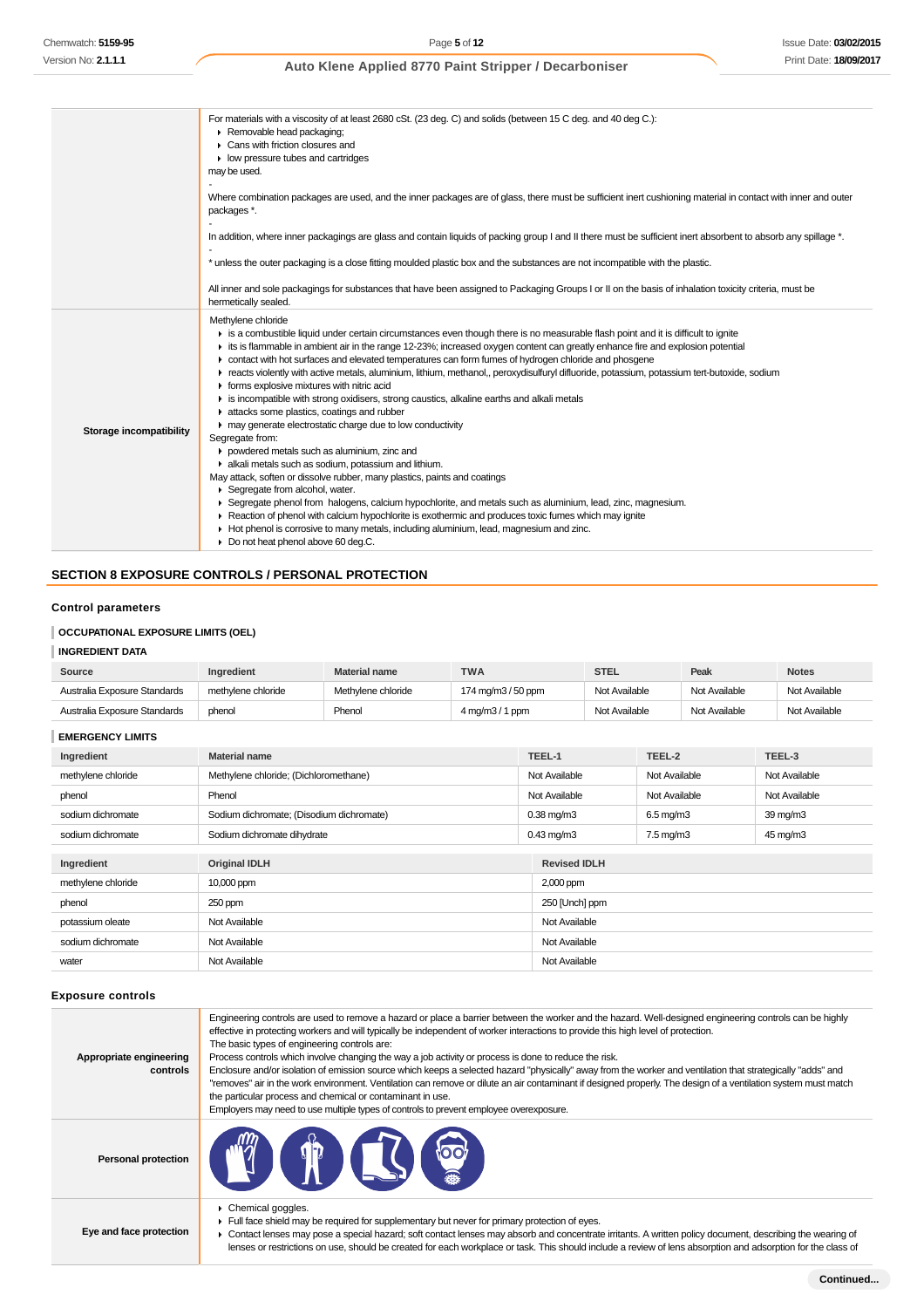| | |
|---|---|
| | For materials with a viscosity of at least 2680 cSt. (23 deg. C) and solids (between 15 C deg. and 40 deg C.):<br>▸ Removable head packaging;<br>▸ Cans with friction closures and<br>▸ low pressure tubes and cartridges<br>may be used.<br>-<br>Where combination packages are used, and the inner packages are of glass, there must be sufficient inert cushioning material in contact with inner and outer packages *.<br>-<br>In addition, where inner packagings are glass and contain liquids of packing group I and II there must be sufficient inert absorbent to absorb any spillage *.<br>-<br>* unless the outer packaging is a close fitting moulded plastic box and the substances are not incompatible with the plastic.<br><br>All inner and sole packagings for substances that have been assigned to Packaging Groups I or II on the basis of inhalation toxicity criteria, must be hermetically sealed. |
| **Storage incompatibility** | Methylene chloride<br>▸ is a combustible liquid under certain circumstances even though there is no measurable flash point and it is difficult to ignite<br>▸ its is flammable in ambient air in the range 12-23%; increased oxygen content can greatly enhance fire and explosion potential<br>▸ contact with hot surfaces and elevated temperatures can form fumes of hydrogen chloride and phosgene<br>▸ reacts violently with active metals, aluminium, lithium, methanol,, peroxydisulfuryl difluoride, potassium, potassium tert-butoxide, sodium<br>▸ forms explosive mixtures with nitric acid<br>▸ is incompatible with strong oxidisers, strong caustics, alkaline earths and alkali metals<br>▸ attacks some plastics, coatings and rubber<br>▸ may generate electrostatic charge due to low conductivity<br>Segregate from:<br>▸ powdered metals such as aluminium, zinc and<br>▸ alkali metals such as sodium, potassium and lithium.<br>May attack, soften or dissolve rubber, many plastics, paints and coatings<br>▸ Segregate from alcohol, water.<br>▸ Segregate phenol from halogens, calcium hypochlorite, and metals such as aluminium, lead, zinc, magnesium.<br>▸ Reaction of phenol with calcium hypochlorite is exothermic and produces toxic fumes which may ignite<br>▸ Hot phenol is corrosive to many metals, including aluminium, lead, magnesium and zinc.<br>▸ Do not heat phenol above 60 deg.C. |

## SECTION 8 EXPOSURE CONTROLS / PERSONAL PROTECTION

### Control parameters

#### OCCUPATIONAL EXPOSURE LIMITS (OEL)

#### INGREDIENT DATA

| Source | Ingredient | Material name | TWA | STEL | Peak | Notes |
|---|---|---|---|---|---|---|
| Australia Exposure Standards | methylene chloride | Methylene chloride | 174 mg/m3 / 50 ppm | Not Available | Not Available | Not Available |
| Australia Exposure Standards | phenol | Phenol | 4 mg/m3 / 1 ppm | Not Available | Not Available | Not Available |

#### EMERGENCY LIMITS

| Ingredient | Material name | TEEL-1 | TEEL-2 | TEEL-3 |
|---|---|---|---|---|
| methylene chloride | Methylene chloride; (Dichloromethane) | Not Available | Not Available | Not Available |
| phenol | Phenol | Not Available | Not Available | Not Available |
| sodium dichromate | Sodium dichromate; (Disodium dichromate) | 0.38 mg/m3 | 6.5 mg/m3 | 39 mg/m3 |
| sodium dichromate | Sodium dichromate dihydrate | 0.43 mg/m3 | 7.5 mg/m3 | 45 mg/m3 |

| Ingredient | Original IDLH | Revised IDLH |
|---|---|---|
| methylene chloride | 10,000 ppm | 2,000 ppm |
| phenol | 250 ppm | 250 [Unch] ppm |
| potassium oleate | Not Available | Not Available |
| sodium dichromate | Not Available | Not Available |
| water | Not Available | Not Available |

### Exposure controls

| | |
|---|---|
| **Appropriate engineering controls** | Engineering controls are used to remove a hazard or place a barrier between the worker and the hazard. Well-designed engineering controls can be highly effective in protecting workers and will typically be independent of worker interactions to provide this high level of protection.<br>The basic types of engineering controls are:<br>Process controls which involve changing the way a job activity or process is done to reduce the risk.<br>Enclosure and/or isolation of emission source which keeps a selected hazard "physically" away from the worker and ventilation that strategically "adds" and "removes" air in the work environment. Ventilation can remove or dilute an air contaminant if designed properly. The design of a ventilation system must match the particular process and chemical or contaminant in use.<br>Employers may need to use multiple types of controls to prevent employee overexposure. |
| **Personal protection** | |
| **Eye and face protection** | ▸ Chemical goggles.<br>▸ Full face shield may be required for supplementary but never for primary protection of eyes.<br>▸ Contact lenses may pose a special hazard; soft contact lenses may absorb and concentrate irritants. A written policy document, describing the wearing of lenses or restrictions on use, should be created for each workplace or task. This should include a review of lens absorption and adsorption for the class of |

Continued...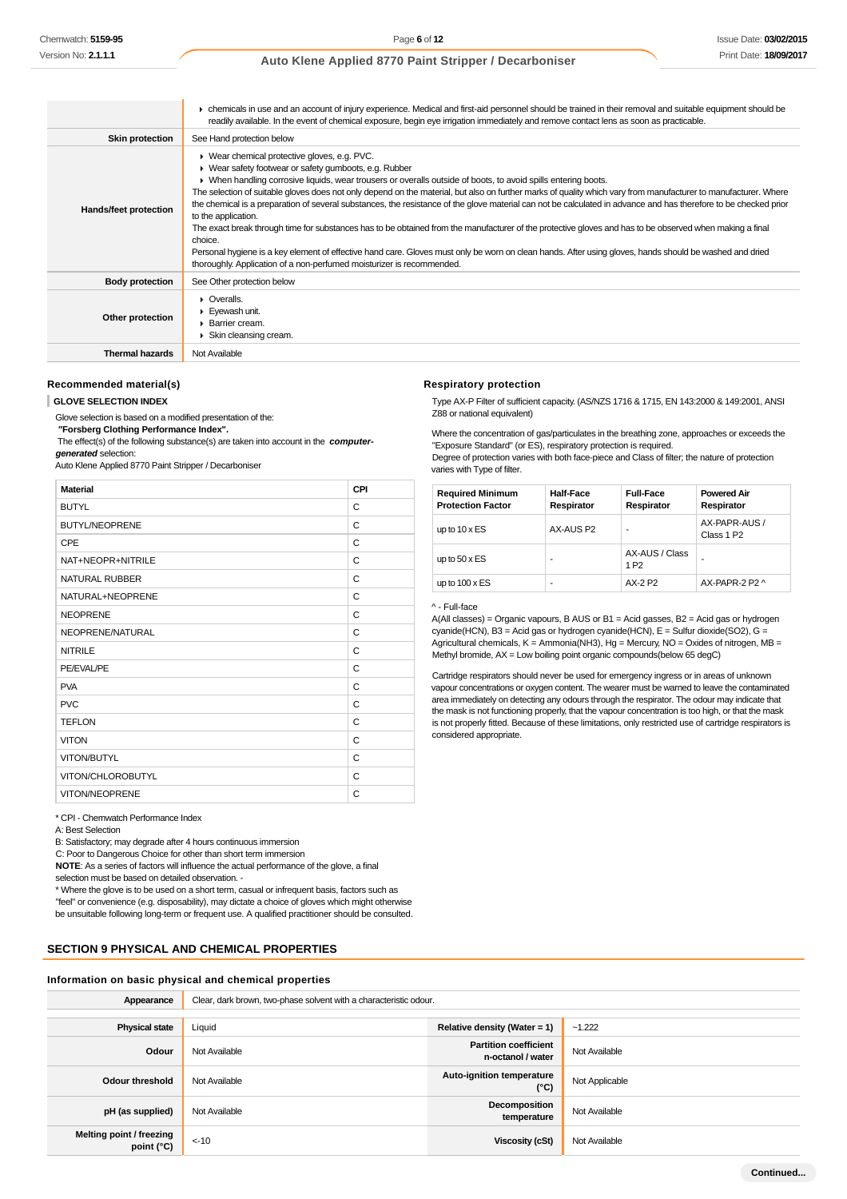| | |
|---|---|
| | ▸ chemicals in use and an account of injury experience. Medical and first-aid personnel should be trained in their removal and suitable equipment should be readily available. In the event of chemical exposure, begin eye irrigation immediately and remove contact lens as soon as practicable. |
| **Skin protection** | See Hand protection below |
| **Hands/feet protection** | ▸ Wear chemical protective gloves, e.g. PVC.<br>▸ Wear safety footwear or safety gumboots, e.g. Rubber<br>▸ When handling corrosive liquids, wear trousers or overalls outside of boots, to avoid spills entering boots.<br>The selection of suitable gloves does not only depend on the material, but also on further marks of quality which vary from manufacturer to manufacturer. Where the chemical is a preparation of several substances, the resistance of the glove material can not be calculated in advance and has therefore to be checked prior to the application.<br>The exact break through time for substances has to be obtained from the manufacturer of the protective gloves and has to be observed when making a final choice.<br>Personal hygiene is a key element of effective hand care. Gloves must only be worn on clean hands. After using gloves, hands should be washed and dried thoroughly. Application of a non-perfumed moisturizer is recommended. |
| **Body protection** | See Other protection below |
| **Other protection** | ▸ Overalls.<br>▸ Eyewash unit.<br>▸ Barrier cream.<br>▸ Skin cleansing cream. |
| **Thermal hazards** | Not Available |

### Recommended material(s)

**GLOVE SELECTION INDEX**

Glove selection is based on a modified presentation of the:

**"Forsberg Clothing Performance Index".**

The effect(s) of the following substance(s) are taken into account in the ***computer-generated*** selection:

Auto Klene Applied 8770 Paint Stripper / Decarboniser

| Material | CPI |
|---|---|
| BUTYL | C |
| BUTYL/NEOPRENE | C |
| CPE | C |
| NAT+NEOPR+NITRILE | C |
| NATURAL RUBBER | C |
| NATURAL+NEOPRENE | C |
| NEOPRENE | C |
| NEOPRENE/NATURAL | C |
| NITRILE | C |
| PE/EVAL/PE | C |
| PVA | C |
| PVC | C |
| TEFLON | C |
| VITON | C |
| VITON/BUTYL | C |
| VITON/CHLOROBUTYL | C |
| VITON/NEOPRENE | C |

* CPI - Chemwatch Performance Index

A: Best Selection

B: Satisfactory; may degrade after 4 hours continuous immersion

C: Poor to Dangerous Choice for other than short term immersion

**NOTE**: As a series of factors will influence the actual performance of the glove, a final selection must be based on detailed observation. -

* Where the glove is to be used on a short term, casual or infrequent basis, factors such as "feel" or convenience (e.g. disposability), may dictate a choice of gloves which might otherwise be unsuitable following long-term or frequent use. A qualified practitioner should be consulted.

### Respiratory protection

Type AX-P Filter of sufficient capacity. (AS/NZS 1716 & 1715, EN 143:2000 & 149:2001, ANSI Z88 or national equivalent)

Where the concentration of gas/particulates in the breathing zone, approaches or exceeds the "Exposure Standard" (or ES), respiratory protection is required.

Degree of protection varies with both face-piece and Class of filter; the nature of protection varies with Type of filter.

| Required Minimum Protection Factor | Half-Face Respirator | Full-Face Respirator | Powered Air Respirator |
|---|---|---|---|
| up to 10 x ES | AX-AUS P2 | - | AX-PAPR-AUS / Class 1 P2 |
| up to 50 x ES | - | AX-AUS / Class 1 P2 | - |
| up to 100 x ES | - | AX-2 P2 | AX-PAPR-2 P2 ^ |

^ - Full-face

A(All classes) = Organic vapours, B AUS or B1 = Acid gasses, B2 = Acid gas or hydrogen cyanide(HCN), B3 = Acid gas or hydrogen cyanide(HCN), E = Sulfur dioxide($SO_2$), G = Agricultural chemicals, K = Ammonia($NH_3$), Hg = Mercury, NO = Oxides of nitrogen, MB = Methyl bromide, AX = Low boiling point organic compounds(below 65 degC)

Cartridge respirators should never be used for emergency ingress or in areas of unknown vapour concentrations or oxygen content. The wearer must be warned to leave the contaminated area immediately on detecting any odours through the respirator. The odour may indicate that the mask is not functioning properly, that the vapour concentration is too high, or that the mask is not properly fitted. Because of these limitations, only restricted use of cartridge respirators is considered appropriate.

## SECTION 9 PHYSICAL AND CHEMICAL PROPERTIES

### Information on basic physical and chemical properties

| | | | |
|---|---|---|---|
| **Appearance** | Clear, dark brown, two-phase solvent with a characteristic odour. | | |
| **Physical state** | Liquid | **Relative density (Water = 1)** | ~1.222 |
| **Odour** | Not Available | **Partition coefficient n-octanol / water** | Not Available |
| **Odour threshold** | Not Available | **Auto-ignition temperature (°C)** | Not Applicable |
| **pH (as supplied)** | Not Available | **Decomposition temperature** | Not Available |
| **Melting point / freezing point (°C)** | <-10 | **Viscosity (cSt)** | Not Available |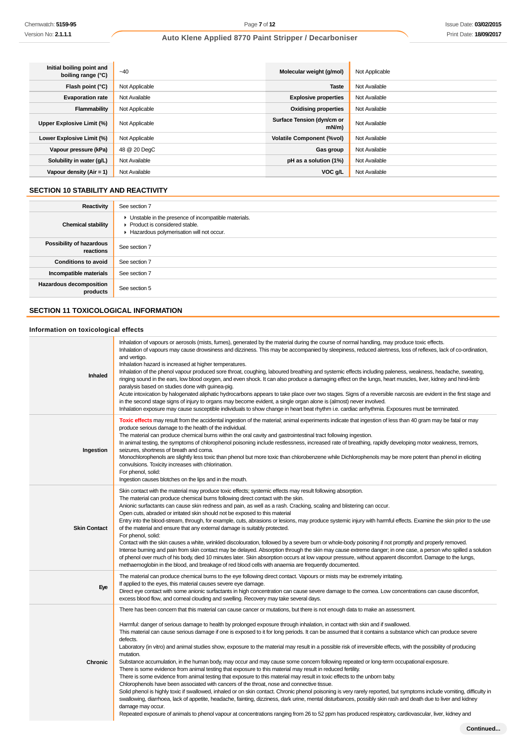| Initial boiling point and boiling range (°C) | ~40 | Molecular weight (g/mol) | Not Applicable |
|---|---|---|---|
| Flash point (°C) | Not Applicable | Taste | Not Available |
| Evaporation rate | Not Available | Explosive properties | Not Available |
| Flammability | Not Applicable | Oxidising properties | Not Available |
| Upper Explosive Limit (%) | Not Applicable | Surface Tension (dyn/cm or mN/m) | Not Available |
| Lower Explosive Limit (%) | Not Applicable | Volatile Component (%vol) | Not Available |
| Vapour pressure (kPa) | 48 @ 20 DegC | Gas group | Not Available |
| Solubility in water (g/L) | Not Available | pH as a solution (1%) | Not Available |
| Vapour density (Air = 1) | Not Available | VOC g/L | Not Available |

## SECTION 10 STABILITY AND REACTIVITY

| | |
|---|---|
| Reactivity | See section 7 |
| Chemical stability | ▸ Unstable in the presence of incompatible materials.<br>▸ Product is considered stable.<br>▸ Hazardous polymerisation will not occur. |
| Possibility of hazardous reactions | See section 7 |
| Conditions to avoid | See section 7 |
| Incompatible materials | See section 7 |
| Hazardous decomposition products | See section 5 |

## SECTION 11 TOXICOLOGICAL INFORMATION

### Information on toxicological effects

| | |
|---|---|
| Inhaled | Inhalation of vapours or aerosols (mists, fumes), generated by the material during the course of normal handling, may produce toxic effects.<br>Inhalation of vapours may cause drowsiness and dizziness. This may be accompanied by sleepiness, reduced alertness, loss of reflexes, lack of co-ordination, and vertigo.<br>Inhalation hazard is increased at higher temperatures.<br>Inhalation of the phenol vapour produced sore throat, coughing, laboured breathing and systemic effects including paleness, weakness, headache, sweating, ringing sound in the ears, low blood oxygen, and even shock. It can also produce a damaging effect on the lungs, heart muscles, liver, kidney and hind-limb paralysis based on studies done with guinea-pig.<br>Acute intoxication by halogenated aliphatic hydrocarbons appears to take place over two stages. Signs of a reversible narcosis are evident in the first stage and in the second stage signs of injury to organs may become evident, a single organ alone is (almost) never involved.<br>Inhalation exposure may cause susceptible individuals to show change in heart beat rhythm i.e. cardiac arrhythmia. Exposures must be terminated. |
| Ingestion | Toxic effects may result from the accidental ingestion of the material; animal experiments indicate that ingestion of less than 40 gram may be fatal or may produce serious damage to the health of the individual.<br>The material can produce chemical burns within the oral cavity and gastrointestinal tract following ingestion.<br>In animal testing, the symptoms of chlorophenol poisoning include restlessness, increased rate of breathing, rapidly developing motor weakness, tremors, seizures, shortness of breath and coma.<br>Monochlorophenols are slightly less toxic than phenol but more toxic than chlorobenzene while Dichlorophenols may be more potent than phenol in eliciting convulsions. Toxicity increases with chlorination.<br>For phenol, solid:<br>Ingestion causes blotches on the lips and in the mouth. |
| Skin Contact | Skin contact with the material may produce toxic effects; systemic effects may result following absorption.<br>The material can produce chemical burns following direct contact with the skin.<br>Anionic surfactants can cause skin redness and pain, as well as a rash. Cracking, scaling and blistering can occur.<br>Open cuts, abraded or irritated skin should not be exposed to this material<br>Entry into the blood-stream, through, for example, cuts, abrasions or lesions, may produce systemic injury with harmful effects. Examine the skin prior to the use of the material and ensure that any external damage is suitably protected.<br>For phenol, solid:<br>Contact with the skin causes a white, wrinkled discolouration, followed by a severe burn or whole-body poisoning if not promptly and properly removed.<br>Intense burning and pain from skin contact may be delayed. Absorption through the skin may cause extreme danger; in one case, a person who spilled a solution of phenol over much of his body, died 10 minutes later. Skin absorption occurs at low vapour pressure, without apparent discomfort. Damage to the lungs, methaemoglobin in the blood, and breakage of red blood cells with anaemia are frequently documented. |
| Eye | The material can produce chemical burns to the eye following direct contact. Vapours or mists may be extremely irritating.<br>If applied to the eyes, this material causes severe eye damage.<br>Direct eye contact with some anionic surfactants in high concentration can cause severe damage to the cornea. Low concentrations can cause discomfort, excess blood flow, and corneal clouding and swelling. Recovery may take several days. |
| Chronic | There has been concern that this material can cause cancer or mutations, but there is not enough data to make an assessment.<br><br>Harmful: danger of serious damage to health by prolonged exposure through inhalation, in contact with skin and if swallowed.<br>This material can cause serious damage if one is exposed to it for long periods. It can be assumed that it contains a substance which can produce severe defects.<br>Laboratory (in vitro) and animal studies show, exposure to the material may result in a possible risk of irreversible effects, with the possibility of producing mutation.<br>Substance accumulation, in the human body, may occur and may cause some concern following repeated or long-term occupational exposure.<br>There is some evidence from animal testing that exposure to this material may result in reduced fertility.<br>There is some evidence from animal testing that exposure to this material may result in toxic effects to the unborn baby.<br>Chlorophenols have been associated with cancers of the throat, nose and connective tissue.<br>Solid phenol is highly toxic if swallowed, inhaled or on skin contact. Chronic phenol poisoning is very rarely reported, but symptoms include vomiting, difficulty in swallowing, diarrhoea, lack of appetite, headache, fainting, dizziness, dark urine, mental disturbances, possibly skin rash and death due to liver and kidney damage may occur.<br>Repeated exposure of animals to phenol vapour at concentrations ranging from 26 to 52 ppm has produced respiratory, cardiovascular, liver, kidney and |

Continued...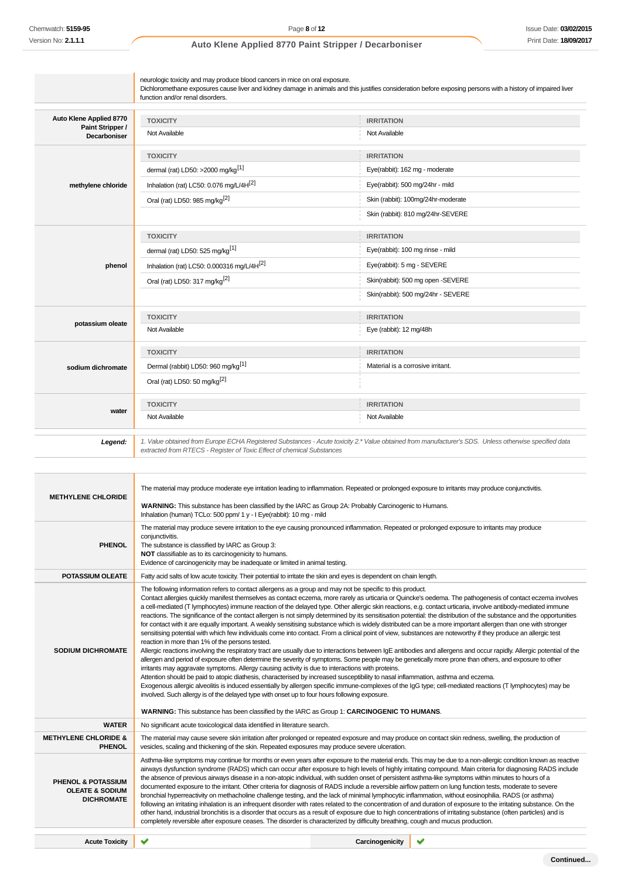| | |
|---|---|
| | neurologic toxicity and may produce blood cancers in mice on oral exposure.<br>Dichloromethane exposures cause liver and kidney damage in animals and this justifies consideration before exposing persons with a history of impaired liver function and/or renal disorders. |

| | TOXICITY | IRRITATION |
|---|---|---|
| **Auto Klene Applied 8770 Paint Stripper / Decarboniser** | Not Available | Not Available |
| **methylene chloride** | **TOXICITY** | **IRRITATION** |
| | dermal (rat) LD50: >2000 mg/kg[1] | Eye(rabbit): 162 mg - moderate |
| | Inhalation (rat) LC50: 0.076 mg/L/4H[2] | Eye(rabbit): 500 mg/24hr - mild |
| | Oral (rat) LD50: 985 mg/kg[2] | Skin (rabbit): 100mg/24hr-moderate |
| | | Skin (rabbit): 810 mg/24hr-SEVERE |
| **phenol** | **TOXICITY** | **IRRITATION** |
| | dermal (rat) LD50: 525 mg/kg[1] | Eye(rabbit): 100 mg rinse - mild |
| | Inhalation (rat) LC50: 0.000316 mg/L/4H[2] | Eye(rabbit): 5 mg - SEVERE |
| | Oral (rat) LD50: 317 mg/kg[2] | Skin(rabbit): 500 mg open -SEVERE |
| | | Skin(rabbit): 500 mg/24hr - SEVERE |
| **potassium oleate** | **TOXICITY** | **IRRITATION** |
| | Not Available | Eye (rabbit): 12 mg/48h |
| **sodium dichromate** | **TOXICITY** | **IRRITATION** |
| | Dermal (rabbit) LD50: 960 mg/kg[1] | Material is a corrosive irritant. |
| | Oral (rat) LD50: 50 mg/kg[2] | |
| **water** | **TOXICITY** | **IRRITATION** |
| | Not Available | Not Available |

| | |
|---|---|
| ***Legend:*** | *1. Value obtained from Europe ECHA Registered Substances - Acute toxicity 2.* Value obtained from manufacturer's SDS. Unless otherwise specified data extracted from RTECS - Register of Toxic Effect of chemical Substances* |

| | |
|---|---|
| **METHYLENE CHLORIDE** | The material may produce moderate eye irritation leading to inflammation. Repeated or prolonged exposure to irritants may produce conjunctivitis.<br><br>**WARNING:** This substance has been classified by the IARC as Group 2A: Probably Carcinogenic to Humans.<br>Inhalation (human) TCLo: 500 ppm/ 1 y - I Eye(rabbit): 10 mg - mild |
| **PHENOL** | The material may produce severe irritation to the eye causing pronounced inflammation. Repeated or prolonged exposure to irritants may produce conjunctivitis.<br>The substance is classified by IARC as Group 3:<br>**NOT** classifiable as to its carcinogenicity to humans.<br>Evidence of carcinogenicity may be inadequate or limited in animal testing. |
| **POTASSIUM OLEATE** | Fatty acid salts of low acute toxicity. Their potential to irritate the skin and eyes is dependent on chain length. |
| **SODIUM DICHROMATE** | The following information refers to contact allergens as a group and may not be specific to this product.<br>Contact allergies quickly manifest themselves as contact eczema, more rarely as urticaria or Quincke's oedema. The pathogenesis of contact eczema involves a cell-mediated (T lymphocytes) immune reaction of the delayed type. Other allergic skin reactions, e.g. contact urticaria, involve antibody-mediated immune reactions. The significance of the contact allergen is not simply determined by its sensitisation potential: the distribution of the substance and the opportunities for contact with it are equally important. A weakly sensitising substance which is widely distributed can be a more important allergen than one with stronger sensitising potential with which few individuals come into contact. From a clinical point of view, substances are noteworthy if they produce an allergic test reaction in more than 1% of the persons tested.<br>Allergic reactions involving the respiratory tract are usually due to interactions between IgE antibodies and allergens and occur rapidly. Allergic potential of the allergen and period of exposure often determine the severity of symptoms. Some people may be genetically more prone than others, and exposure to other irritants may aggravate symptoms. Allergy causing activity is due to interactions with proteins.<br>Attention should be paid to atopic diathesis, characterised by increased susceptibility to nasal inflammation, asthma and eczema.<br>Exogenous allergic alveolitis is induced essentially by allergen specific immune-complexes of the IgG type; cell-mediated reactions (T lymphocytes) may be involved. Such allergy is of the delayed type with onset up to four hours following exposure.<br><br>**WARNING:** This substance has been classified by the IARC as Group 1: **CARCINOGENIC TO HUMANS**. |
| **WATER** | No significant acute toxicological data identified in literature search. |
| **METHYLENE CHLORIDE & PHENOL** | The material may cause severe skin irritation after prolonged or repeated exposure and may produce on contact skin redness, swelling, the production of vesicles, scaling and thickening of the skin. Repeated exposures may produce severe ulceration. |
| **PHENOL & POTASSIUM OLEATE & SODIUM DICHROMATE** | Asthma-like symptoms may continue for months or even years after exposure to the material ends. This may be due to a non-allergic condition known as reactive airways dysfunction syndrome (RADS) which can occur after exposure to high levels of highly irritating compound. Main criteria for diagnosing RADS include the absence of previous airways disease in a non-atopic individual, with sudden onset of persistent asthma-like symptoms within minutes to hours of a documented exposure to the irritant. Other criteria for diagnosis of RADS include a reversible airflow pattern on lung function tests, moderate to severe bronchial hyperreactivity on methacholine challenge testing, and the lack of minimal lymphocytic inflammation, without eosinophilia. RADS (or asthma) following an irritating inhalation is an infrequent disorder with rates related to the concentration of and duration of exposure to the irritating substance. On the other hand, industrial bronchitis is a disorder that occurs as a result of exposure due to high concentrations of irritating substance (often particles) and is completely reversible after exposure ceases. The disorder is characterized by difficulty breathing, cough and mucus production. |

| | | | |
|---|---|---|---|
| **Acute Toxicity** | ✔ | **Carcinogenicity** | ✔ |

**Continued...**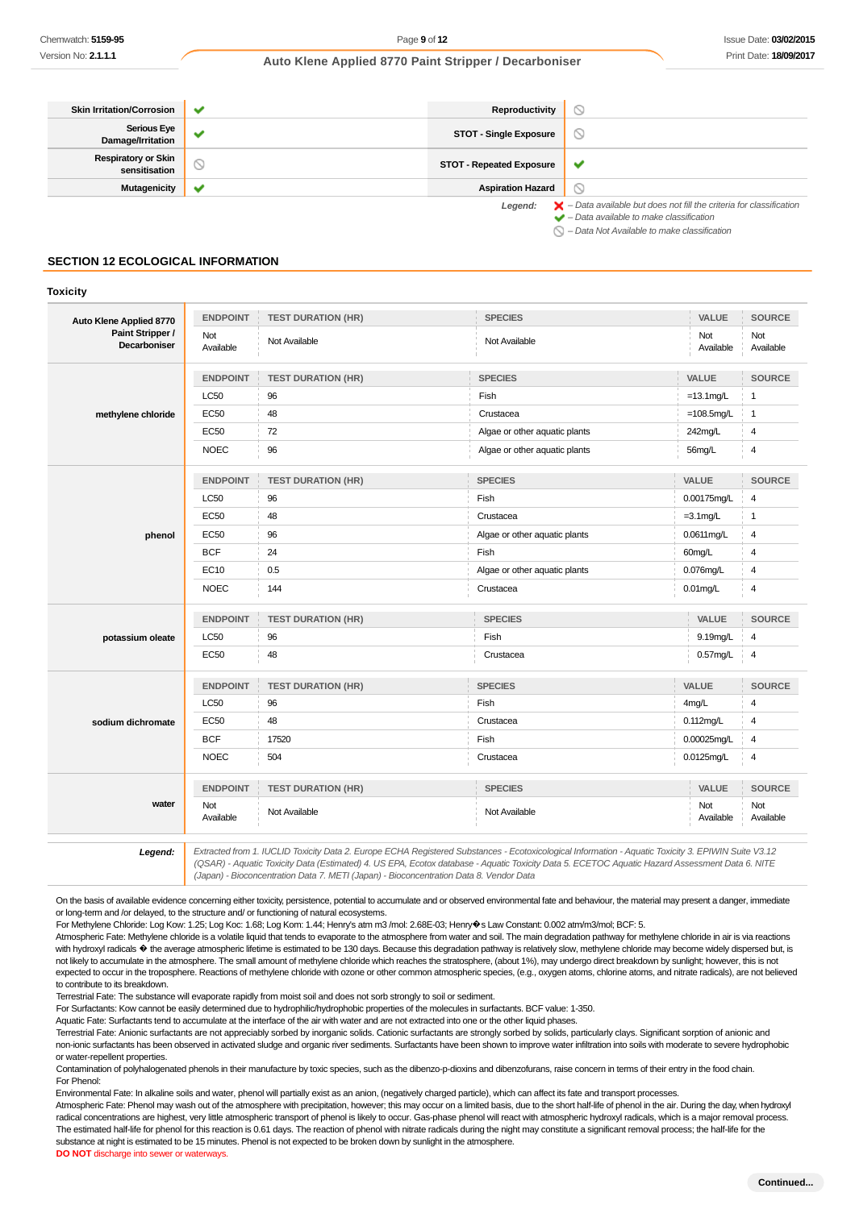| | | | |
|---|---|---|---|
| **Skin Irritation/Corrosion** | ✔ | **Reproductivity** | ⃠ |
| **Serious Eye Damage/Irritation** | ✔ | **STOT - Single Exposure** | ⃠ |
| **Respiratory or Skin sensitisation** | ⃠ | **STOT - Repeated Exposure** | ✔ |
| **Mutagenicity** | ✔ | **Aspiration Hazard** | ⃠ |

*Legend:*
- ✖ *– Data available but does not fill the criteria for classification*
- ✔ *– Data available to make classification*
- ⃠ *– Data Not Available to make classification*

## SECTION 12 ECOLOGICAL INFORMATION

### Toxicity

**Auto Klene Applied 8770 Paint Stripper / Decarboniser**

| ENDPOINT | TEST DURATION (HR) | SPECIES | VALUE | SOURCE |
|---|---|---|---|---|
| Not Available | Not Available | Not Available | Not Available | Not Available |

**methylene chloride**

| ENDPOINT | TEST DURATION (HR) | SPECIES | VALUE | SOURCE |
|---|---|---|---|---|
| LC50 | 96 | Fish | =13.1mg/L | 1 |
| EC50 | 48 | Crustacea | =108.5mg/L | 1 |
| EC50 | 72 | Algae or other aquatic plants | 242mg/L | 4 |
| NOEC | 96 | Algae or other aquatic plants | 56mg/L | 4 |

**phenol**

| ENDPOINT | TEST DURATION (HR) | SPECIES | VALUE | SOURCE |
|---|---|---|---|---|
| LC50 | 96 | Fish | 0.00175mg/L | 4 |
| EC50 | 48 | Crustacea | =3.1mg/L | 1 |
| EC50 | 96 | Algae or other aquatic plants | 0.0611mg/L | 4 |
| BCF | 24 | Fish | 60mg/L | 4 |
| EC10 | 0.5 | Algae or other aquatic plants | 0.076mg/L | 4 |
| NOEC | 144 | Crustacea | 0.01mg/L | 4 |

**potassium oleate**

| ENDPOINT | TEST DURATION (HR) | SPECIES | VALUE | SOURCE |
|---|---|---|---|---|
| LC50 | 96 | Fish | 9.19mg/L | 4 |
| EC50 | 48 | Crustacea | 0.57mg/L | 4 |

**sodium dichromate**

| ENDPOINT | TEST DURATION (HR) | SPECIES | VALUE | SOURCE |
|---|---|---|---|---|
| LC50 | 96 | Fish | 4mg/L | 4 |
| EC50 | 48 | Crustacea | 0.112mg/L | 4 |
| BCF | 17520 | Fish | 0.00025mg/L | 4 |
| NOEC | 504 | Crustacea | 0.0125mg/L | 4 |

**water**

| ENDPOINT | TEST DURATION (HR) | SPECIES | VALUE | SOURCE |
|---|---|---|---|---|
| Not Available | Not Available | Not Available | Not Available | Not Available |

***Legend:*** *Extracted from 1. IUCLID Toxicity Data 2. Europe ECHA Registered Substances - Ecotoxicological Information - Aquatic Toxicity 3. EPIWIN Suite V3.12 (QSAR) - Aquatic Toxicity Data (Estimated) 4. US EPA, Ecotox database - Aquatic Toxicity Data 5. ECETOC Aquatic Hazard Assessment Data 6. NITE (Japan) - Bioconcentration Data 7. METI (Japan) - Bioconcentration Data 8. Vendor Data*

On the basis of available evidence concerning either toxicity, persistence, potential to accumulate and or observed environmental fate and behaviour, the material may present a danger, immediate or long-term and /or delayed, to the structure and/ or functioning of natural ecosystems.
For Methylene Chloride: Log Kow: 1.25; Log Koc: 1.68; Log Kom: 1.44; Henry's atm m3 /mol: 2.68E-03; Henry�s Law Constant: 0.002 atm/m3/mol; BCF: 5.
Atmospheric Fate: Methylene chloride is a volatile liquid that tends to evaporate to the atmosphere from water and soil. The main degradation pathway for methylene chloride in air is via reactions with hydroxyl radicals � the average atmospheric lifetime is estimated to be 130 days. Because this degradation pathway is relatively slow, methylene chloride may become widely dispersed but, is not likely to accumulate in the atmosphere. The small amount of methylene chloride which reaches the stratosphere, (about 1%), may undergo direct breakdown by sunlight; however, this is not expected to occur in the troposphere. Reactions of methylene chloride with ozone or other common atmospheric species, (e.g., oxygen atoms, chlorine atoms, and nitrate radicals), are not believed to contribute to its breakdown.
Terrestrial Fate: The substance will evaporate rapidly from moist soil and does not sorb strongly to soil or sediment.
For Surfactants: Kow cannot be easily determined due to hydrophilic/hydrophobic properties of the molecules in surfactants. BCF value: 1-350.
Aquatic Fate: Surfactants tend to accumulate at the interface of the air with water and are not extracted into one or the other liquid phases.
Terrestrial Fate: Anionic surfactants are not appreciably sorbed by inorganic solids. Cationic surfactants are strongly sorbed by solids, particularly clays. Significant sorption of anionic and non-ionic surfactants has been observed in activated sludge and organic river sediments. Surfactants have been shown to improve water infiltration into soils with moderate to severe hydrophobic or water-repellent properties.
Contamination of polyhalogenated phenols in their manufacture by toxic species, such as the dibenzo-p-dioxins and dibenzofurans, raise concern in terms of their entry in the food chain.
For Phenol:
Environmental Fate: In alkaline soils and water, phenol will partially exist as an anion, (negatively charged particle), which can affect its fate and transport processes.
Atmospheric Fate: Phenol may wash out of the atmosphere with precipitation, however; this may occur on a limited basis, due to the short half-life of phenol in the air. During the day, when hydroxyl radical concentrations are highest, very little atmospheric transport of phenol is likely to occur. Gas-phase phenol will react with atmospheric hydroxyl radicals, which is a major removal process. The estimated half-life for phenol for this reaction is 0.61 days. The reaction of phenol with nitrate radicals during the night may constitute a significant removal process; the half-life for the substance at night is estimated to be 15 minutes. Phenol is not expected to be broken down by sunlight in the atmosphere.
**DO NOT** discharge into sewer or waterways.

**Continued...**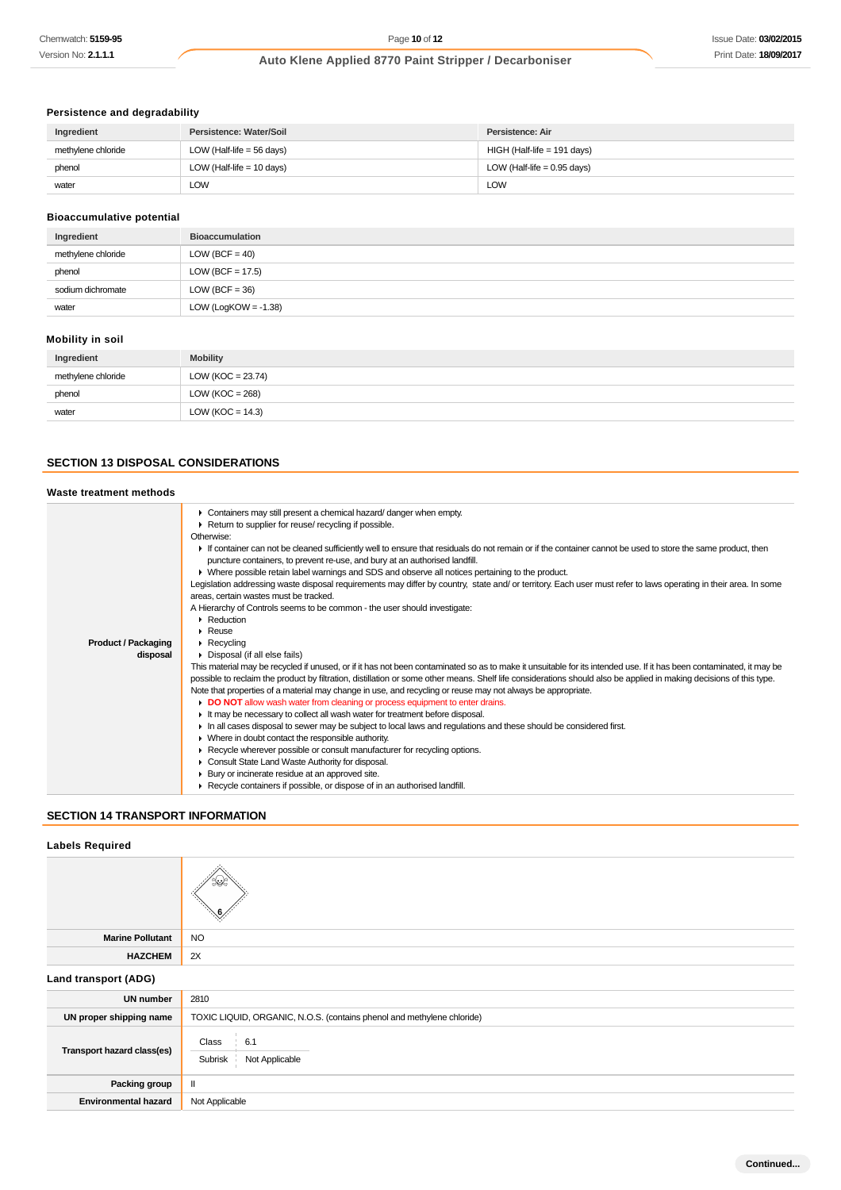### Persistence and degradability

| Ingredient | Persistence: Water/Soil | Persistence: Air |
|---|---|---|
| methylene chloride | LOW (Half-life = 56 days) | HIGH (Half-life = 191 days) |
| phenol | LOW (Half-life = 10 days) | LOW (Half-life = 0.95 days) |
| water | LOW | LOW |

### Bioaccumulative potential

| Ingredient | Bioaccumulation |
|---|---|
| methylene chloride | LOW (BCF = 40) |
| phenol | LOW (BCF = 17.5) |
| sodium dichromate | LOW (BCF = 36) |
| water | LOW (LogKOW = -1.38) |

### Mobility in soil

| Ingredient | Mobility |
|---|---|
| methylene chloride | LOW (KOC = 23.74) |
| phenol | LOW (KOC = 268) |
| water | LOW (KOC = 14.3) |

## SECTION 13 DISPOSAL CONSIDERATIONS

### Waste treatment methods

**Product / Packaging disposal**

- Containers may still present a chemical hazard/ danger when empty.
- Return to supplier for reuse/ recycling if possible.

Otherwise:

- If container can not be cleaned sufficiently well to ensure that residuals do not remain or if the container cannot be used to store the same product, then puncture containers, to prevent re-use, and bury at an authorised landfill.
- Where possible retain label warnings and SDS and observe all notices pertaining to the product.

Legislation addressing waste disposal requirements may differ by country, state and/ or territory. Each user must refer to laws operating in their area. In some areas, certain wastes must be tracked.

A Hierarchy of Controls seems to be common - the user should investigate:

- Reduction
- Reuse
- Recycling
- Disposal (if all else fails)

This material may be recycled if unused, or if it has not been contaminated so as to make it unsuitable for its intended use. If it has been contaminated, it may be possible to reclaim the product by filtration, distillation or some other means. Shelf life considerations should also be applied in making decisions of this type. Note that properties of a material may change in use, and recycling or reuse may not always be appropriate.

- **DO NOT** allow wash water from cleaning or process equipment to enter drains.
- It may be necessary to collect all wash water for treatment before disposal.
- In all cases disposal to sewer may be subject to local laws and regulations and these should be considered first.
- Where in doubt contact the responsible authority.
- Recycle wherever possible or consult manufacturer for recycling options.
- Consult State Land Waste Authority for disposal.
- Bury or incinerate residue at an approved site.
- Recycle containers if possible, or dispose of in an authorised landfill.

## SECTION 14 TRANSPORT INFORMATION

### Labels Required

| | |
|---|---|
| | 6 |
| **Marine Pollutant** | NO |
| **HAZCHEM** | 2X |

### Land transport (ADG)

| | |
|---|---|
| **UN number** | 2810 |
| **UN proper shipping name** | TOXIC LIQUID, ORGANIC, N.O.S. (contains phenol and methylene chloride) |
| **Transport hazard class(es)** | Class: 6.1; Subrisk: Not Applicable |
| **Packing group** | II |
| **Environmental hazard** | Not Applicable |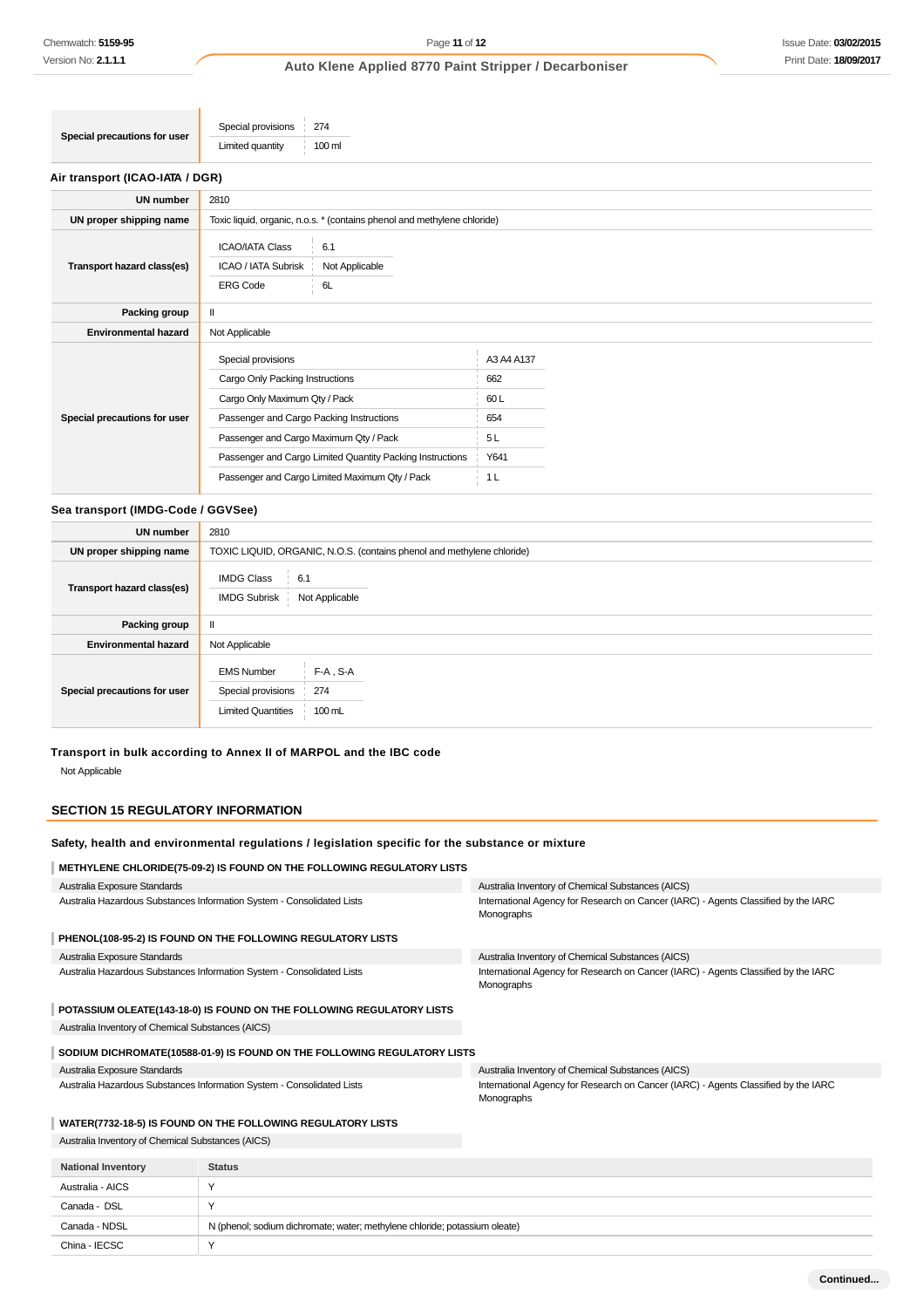| Special precautions for user | Special provisions: 274<br>Limited quantity: 100 ml |
|---|---|

**Air transport (ICAO-IATA / DGR)**

| | |
|---|---|
| UN number | 2810 |
| UN proper shipping name | Toxic liquid, organic, n.o.s. * (contains phenol and methylene chloride) |
| Transport hazard class(es) | ICAO/IATA Class: 6.1<br>ICAO / IATA Subrisk: Not Applicable<br>ERG Code: 6L |
| Packing group | II |
| Environmental hazard | Not Applicable |
| Special precautions for user | Special provisions: A3 A4 A137<br>Cargo Only Packing Instructions: 662<br>Cargo Only Maximum Qty / Pack: 60 L<br>Passenger and Cargo Packing Instructions: 654<br>Passenger and Cargo Maximum Qty / Pack: 5 L<br>Passenger and Cargo Limited Quantity Packing Instructions: Y641<br>Passenger and Cargo Limited Maximum Qty / Pack: 1 L |

**Sea transport (IMDG-Code / GGVSee)**

| | |
|---|---|
| UN number | 2810 |
| UN proper shipping name | TOXIC LIQUID, ORGANIC, N.O.S. (contains phenol and methylene chloride) |
| Transport hazard class(es) | IMDG Class: 6.1<br>IMDG Subrisk: Not Applicable |
| Packing group | II |
| Environmental hazard | Not Applicable |
| Special precautions for user | EMS Number: F-A , S-A<br>Special provisions: 274<br>Limited Quantities: 100 mL |

**Transport in bulk according to Annex II of MARPOL and the IBC code**

Not Applicable

## SECTION 15 REGULATORY INFORMATION

**Safety, health and environmental regulations / legislation specific for the substance or mixture**

**METHYLENE CHLORIDE(75-09-2) IS FOUND ON THE FOLLOWING REGULATORY LISTS**

- Australia Exposure Standards
- Australia Hazardous Substances Information System - Consolidated Lists
- Australia Inventory of Chemical Substances (AICS)
- International Agency for Research on Cancer (IARC) - Agents Classified by the IARC Monographs

**PHENOL(108-95-2) IS FOUND ON THE FOLLOWING REGULATORY LISTS**

- Australia Exposure Standards
- Australia Hazardous Substances Information System - Consolidated Lists
- Australia Inventory of Chemical Substances (AICS)
- International Agency for Research on Cancer (IARC) - Agents Classified by the IARC Monographs

**POTASSIUM OLEATE(143-18-0) IS FOUND ON THE FOLLOWING REGULATORY LISTS**

- Australia Inventory of Chemical Substances (AICS)

**SODIUM DICHROMATE(10588-01-9) IS FOUND ON THE FOLLOWING REGULATORY LISTS**

- Australia Exposure Standards
- Australia Hazardous Substances Information System - Consolidated Lists
- Australia Inventory of Chemical Substances (AICS)
- International Agency for Research on Cancer (IARC) - Agents Classified by the IARC Monographs

**WATER(7732-18-5) IS FOUND ON THE FOLLOWING REGULATORY LISTS**

- Australia Inventory of Chemical Substances (AICS)

| National Inventory | Status |
|---|---|
| Australia - AICS | Y |
| Canada - DSL | Y |
| Canada - NDSL | N (phenol; sodium dichromate; water; methylene chloride; potassium oleate) |
| China - IECSC | Y |

Continued...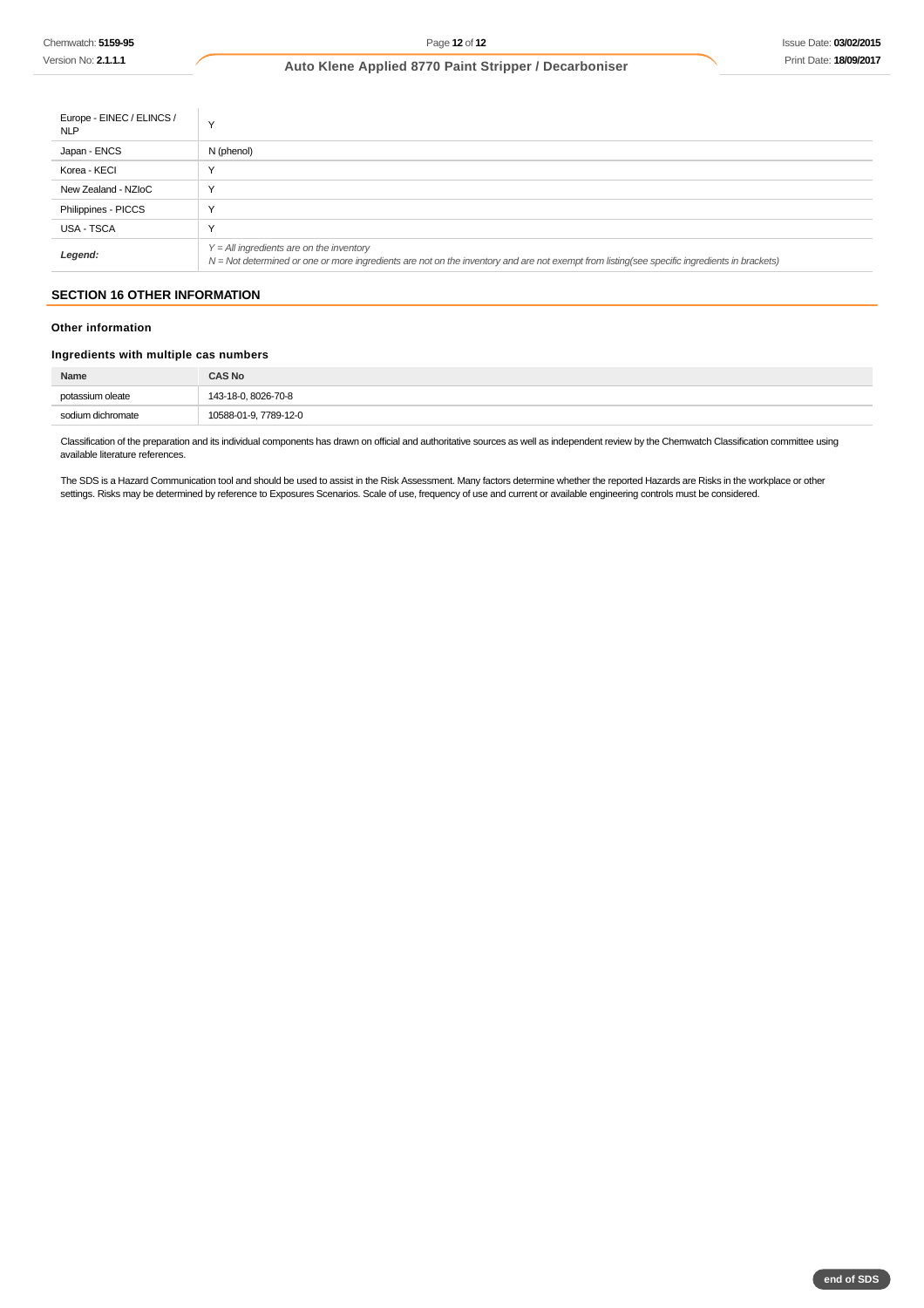| | |
|---|---|
| Europe - EINEC / ELINCS / NLP | Y |
| Japan - ENCS | N (phenol) |
| Korea - KECI | Y |
| New Zealand - NZIoC | Y |
| Philippines - PICCS | Y |
| USA - TSCA | Y |
| ***Legend:*** | *Y = All ingredients are on the inventory*<br>*N = Not determined or one or more ingredients are not on the inventory and are not exempt from listing(see specific ingredients in brackets)* |

## SECTION 16 OTHER INFORMATION

### Other information

### Ingredients with multiple cas numbers

| Name | CAS No |
|---|---|
| potassium oleate | 143-18-0, 8026-70-8 |
| sodium dichromate | 10588-01-9, 7789-12-0 |

Classification of the preparation and its individual components has drawn on official and authoritative sources as well as independent review by the Chemwatch Classification committee using available literature references.

The SDS is a Hazard Communication tool and should be used to assist in the Risk Assessment. Many factors determine whether the reported Hazards are Risks in the workplace or other settings. Risks may be determined by reference to Exposures Scenarios. Scale of use, frequency of use and current or available engineering controls must be considered.

end of SDS